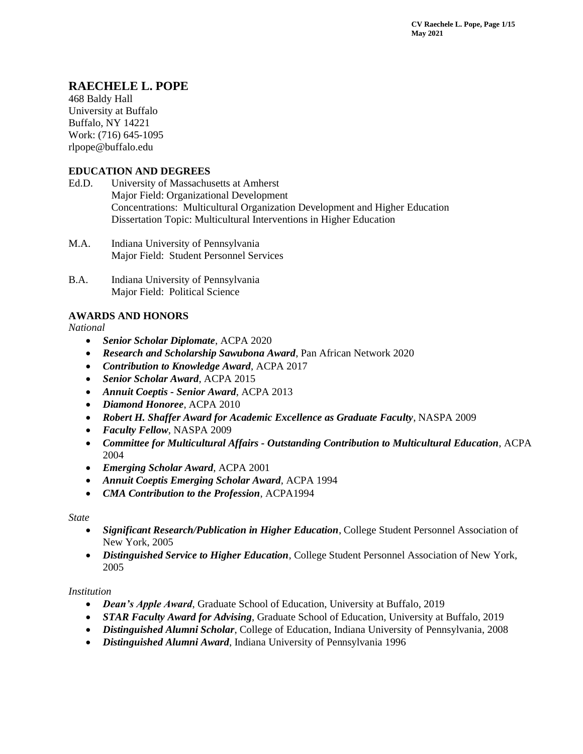# RAECHELE L. POPE

468 Baldy Hall
University at Buffalo
Buffalo, NY 14221
Work: (716) 645-1095
rlpope@buffalo.edu

## EDUCATION AND DEGREES

Ed.D. University of Massachusetts at Amherst
Major Field: Organizational Development
Concentrations: Multicultural Organization Development and Higher Education
Dissertation Topic: Multicultural Interventions in Higher Education

M.A. Indiana University of Pennsylvania
Major Field: Student Personnel Services

B.A. Indiana University of Pennsylvania
Major Field: Political Science

## AWARDS AND HONORS

*National*

- ***Senior Scholar Diplomate***, ACPA 2020
- ***Research and Scholarship Sawubona Award***, Pan African Network 2020
- ***Contribution to Knowledge Award***, ACPA 2017
- ***Senior Scholar Award***, ACPA 2015
- ***Annuit Coeptis - Senior Award***, ACPA 2013
- ***Diamond Honoree***, ACPA 2010
- ***Robert H. Shaffer Award for Academic Excellence as Graduate Faculty***, NASPA 2009
- ***Faculty Fellow***, NASPA 2009
- ***Committee for Multicultural Affairs - Outstanding Contribution to Multicultural Education***, ACPA 2004
- ***Emerging Scholar Award***, ACPA 2001
- ***Annuit Coeptis Emerging Scholar Award***, ACPA 1994
- ***CMA Contribution to the Profession***, ACPA1994

*State*

- ***Significant Research/Publication in Higher Education***, College Student Personnel Association of New York, 2005
- ***Distinguished Service to Higher Education***, College Student Personnel Association of New York, 2005

*Institution*

- ***Dean's Apple Award***, Graduate School of Education, University at Buffalo, 2019
- ***STAR Faculty Award for Advising***, Graduate School of Education, University at Buffalo, 2019
- ***Distinguished Alumni Scholar***, College of Education, Indiana University of Pennsylvania, 2008
- ***Distinguished Alumni Award***, Indiana University of Pennsylvania 1996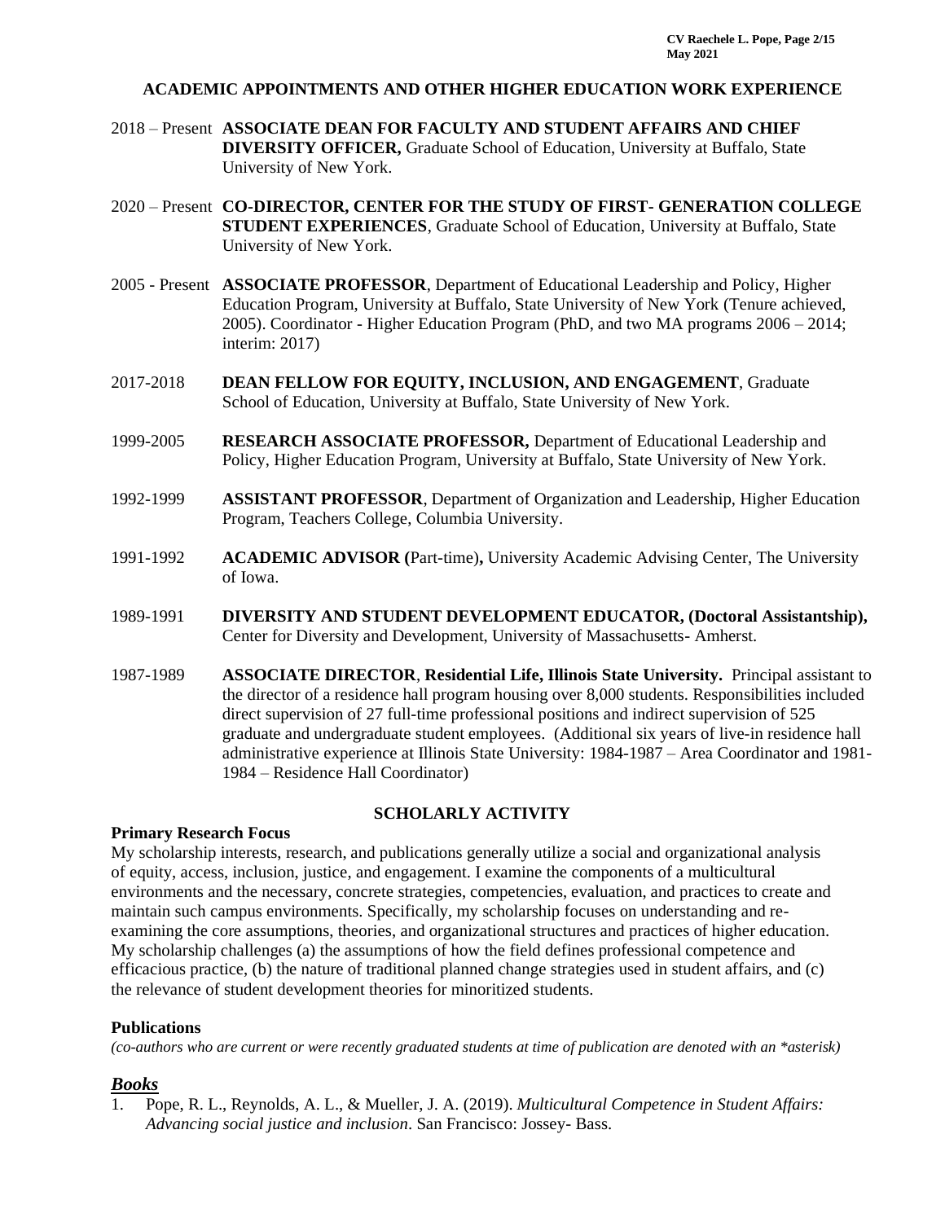## ACADEMIC APPOINTMENTS AND OTHER HIGHER EDUCATION WORK EXPERIENCE

2018 – Present **ASSOCIATE DEAN FOR FACULTY AND STUDENT AFFAIRS AND CHIEF DIVERSITY OFFICER,** Graduate School of Education, University at Buffalo, State University of New York.

2020 – Present **CO-DIRECTOR, CENTER FOR THE STUDY OF FIRST- GENERATION COLLEGE STUDENT EXPERIENCES**, Graduate School of Education, University at Buffalo, State University of New York.

2005 - Present **ASSOCIATE PROFESSOR**, Department of Educational Leadership and Policy, Higher Education Program, University at Buffalo, State University of New York (Tenure achieved, 2005). Coordinator - Higher Education Program (PhD, and two MA programs 2006 – 2014; interim: 2017)

2017-2018 **DEAN FELLOW FOR EQUITY, INCLUSION, AND ENGAGEMENT**, Graduate School of Education, University at Buffalo, State University of New York.

1999-2005 **RESEARCH ASSOCIATE PROFESSOR,** Department of Educational Leadership and Policy, Higher Education Program, University at Buffalo, State University of New York.

1992-1999 **ASSISTANT PROFESSOR**, Department of Organization and Leadership, Higher Education Program, Teachers College, Columbia University.

1991-1992 **ACADEMIC ADVISOR (**Part-time)**,** University Academic Advising Center, The University of Iowa.

1989-1991 **DIVERSITY AND STUDENT DEVELOPMENT EDUCATOR, (Doctoral Assistantship),** Center for Diversity and Development, University of Massachusetts- Amherst.

1987-1989 **ASSOCIATE DIRECTOR**, **Residential Life, Illinois State University.** Principal assistant to the director of a residence hall program housing over 8,000 students. Responsibilities included direct supervision of 27 full-time professional positions and indirect supervision of 525 graduate and undergraduate student employees. (Additional six years of live-in residence hall administrative experience at Illinois State University: 1984-1987 – Area Coordinator and 1981-1984 – Residence Hall Coordinator)

## SCHOLARLY ACTIVITY

**Primary Research Focus**

My scholarship interests, research, and publications generally utilize a social and organizational analysis of equity, access, inclusion, justice, and engagement. I examine the components of a multicultural environments and the necessary, concrete strategies, competencies, evaluation, and practices to create and maintain such campus environments. Specifically, my scholarship focuses on understanding and re-examining the core assumptions, theories, and organizational structures and practices of higher education. My scholarship challenges (a) the assumptions of how the field defines professional competence and efficacious practice, (b) the nature of traditional planned change strategies used in student affairs, and (c) the relevance of student development theories for minoritized students.

**Publications**

*(co-authors who are current or were recently graduated students at time of publication are denoted with an *asterisk)*

### ***Books***

1. Pope, R. L., Reynolds, A. L., & Mueller, J. A. (2019). *Multicultural Competence in Student Affairs: Advancing social justice and inclusion*. San Francisco: Jossey- Bass.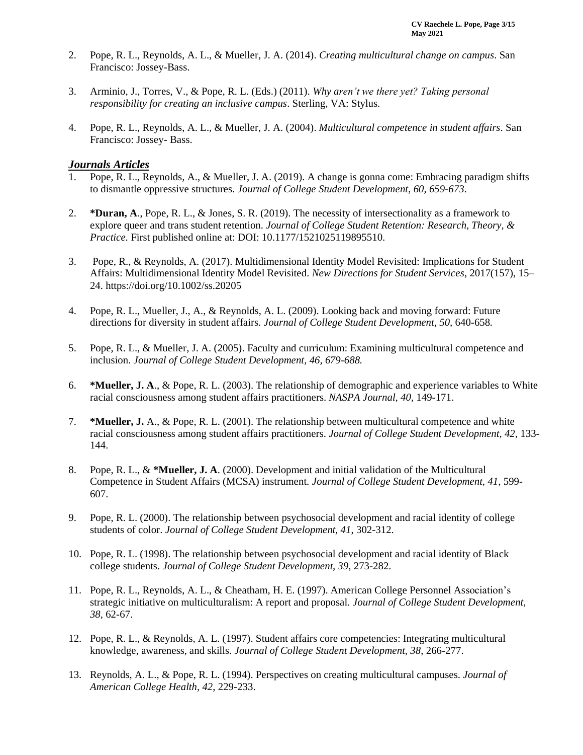2. Pope, R. L., Reynolds, A. L., & Mueller, J. A. (2014). *Creating multicultural change on campus*. San Francisco: Jossey-Bass.

3. Arminio, J., Torres, V., & Pope, R. L. (Eds.) (2011). *Why aren't we there yet? Taking personal responsibility for creating an inclusive campus*. Sterling, VA: Stylus.

4. Pope, R. L., Reynolds, A. L., & Mueller, J. A. (2004). *Multicultural competence in student affairs*. San Francisco: Jossey- Bass.

### ***Journals Articles***

1. Pope, R. L., Reynolds, A., & Mueller, J. A. (2019). A change is gonna come: Embracing paradigm shifts to dismantle oppressive structures. *Journal of College Student Development*, *60, 659-673*.

2. **\*Duran, A**., Pope, R. L., & Jones, S. R. (2019). The necessity of intersectionality as a framework to explore queer and trans student retention. *Journal of College Student Retention: Research, Theory, & Practice.* First published online at: DOI: 10.1177/1521025119895510.

3. Pope, R., & Reynolds, A. (2017). Multidimensional Identity Model Revisited: Implications for Student Affairs: Multidimensional Identity Model Revisited. *New Directions for Student Services*, 2017(157), 15–24. https://doi.org/10.1002/ss.20205

4. Pope, R. L., Mueller, J., A., & Reynolds, A. L. (2009). Looking back and moving forward: Future directions for diversity in student affairs. *Journal of College Student Development*, *50*, 640-658.

5. Pope, R. L., & Mueller, J. A. (2005). Faculty and curriculum: Examining multicultural competence and inclusion. *Journal of College Student Development*, *46, 679-688.*

6. **\*Mueller, J. A**., & Pope, R. L. (2003). The relationship of demographic and experience variables to White racial consciousness among student affairs practitioners. *NASPA Journal*, *40*, 149-171.

7. **\*Mueller, J.** A., & Pope, R. L. (2001). The relationship between multicultural competence and white racial consciousness among student affairs practitioners. *Journal of College Student Development*, *42*, 133-144.

8. Pope, R. L., & **\*Mueller, J. A**. (2000). Development and initial validation of the Multicultural Competence in Student Affairs (MCSA) instrument. *Journal of College Student Development*, *41*, 599-607.

9. Pope, R. L. (2000). The relationship between psychosocial development and racial identity of college students of color. *Journal of College Student Development*, *41*, 302-312.

10. Pope, R. L. (1998). The relationship between psychosocial development and racial identity of Black college students. *Journal of College Student Development*, *39*, 273-282.

11. Pope, R. L., Reynolds, A. L., & Cheatham, H. E. (1997). American College Personnel Association's strategic initiative on multiculturalism: A report and proposal. *Journal of College Student Development*, *38*, 62-67.

12. Pope, R. L., & Reynolds, A. L. (1997). Student affairs core competencies: Integrating multicultural knowledge, awareness, and skills. *Journal of College Student Development*, *38*, 266-277.

13. Reynolds, A. L., & Pope, R. L. (1994). Perspectives on creating multicultural campuses. *Journal of American College Health*, *42*, 229-233.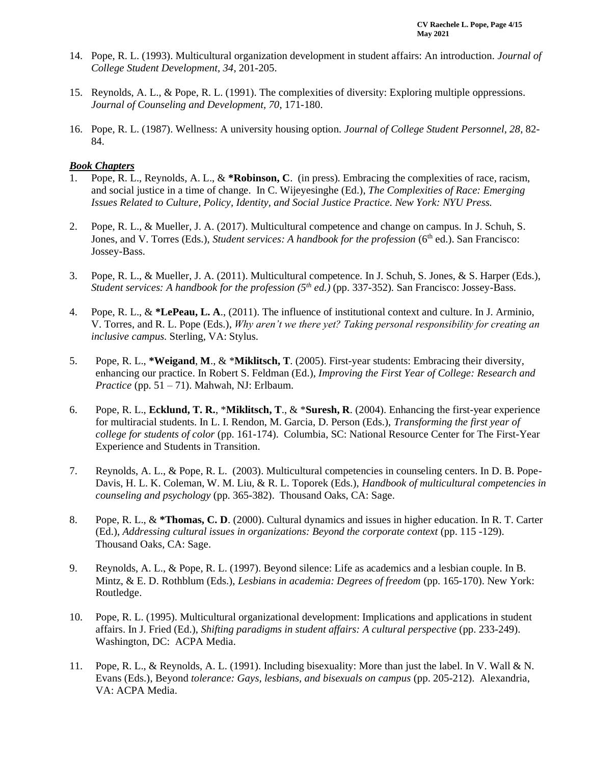14. Pope, R. L. (1993). Multicultural organization development in student affairs: An introduction. *Journal of College Student Development, 34*, 201-205.

15. Reynolds, A. L., & Pope, R. L. (1991). The complexities of diversity: Exploring multiple oppressions. *Journal of Counseling and Development, 70*, 171-180.

16. Pope, R. L. (1987). Wellness: A university housing option. *Journal of College Student Personnel, 28*, 82-84.

***Book Chapters***

1. Pope, R. L., Reynolds, A. L., & **\*Robinson, C**. (in press). Embracing the complexities of race, racism, and social justice in a time of change. In C. Wijeyesinghe (Ed.), *The Complexities of Race: Emerging Issues Related to Culture, Policy, Identity, and Social Justice Practice. New York: NYU Press.*

2. Pope, R. L., & Mueller, J. A. (2017). Multicultural competence and change on campus. In J. Schuh, S. Jones, and V. Torres (Eds.), *Student services: A handbook for the profession* (6th ed.). San Francisco: Jossey-Bass.

3. Pope, R. L., & Mueller, J. A. (2011). Multicultural competence. In J. Schuh, S. Jones, & S. Harper (Eds.), *Student services: A handbook for the profession (5th ed.)* (pp. 337-352). San Francisco: Jossey-Bass.

4. Pope, R. L., & **\*LePeau, L. A**., (2011). The influence of institutional context and culture. In J. Arminio, V. Torres, and R. L. Pope (Eds.), *Why aren't we there yet? Taking personal responsibility for creating an inclusive campus.* Sterling, VA: Stylus.

5. Pope, R. L., **\*Weigand**, **M**., & \***Miklitsch, T**. (2005). First-year students: Embracing their diversity, enhancing our practice. In Robert S. Feldman (Ed.), *Improving the First Year of College: Research and Practice* (pp. 51 – 71). Mahwah, NJ: Erlbaum.

6. Pope, R. L., **Ecklund, T. R.**, \***Miklitsch, T**., & \***Suresh, R**. (2004). Enhancing the first-year experience for multiracial students. In L. I. Rendon, M. Garcia, D. Person (Eds.), *Transforming the first year of college for students of color* (pp. 161-174). Columbia, SC: National Resource Center for The First-Year Experience and Students in Transition.

7. Reynolds, A. L., & Pope, R. L. (2003). Multicultural competencies in counseling centers. In D. B. Pope-Davis, H. L. K. Coleman, W. M. Liu, & R. L. Toporek (Eds.), *Handbook of multicultural competencies in counseling and psychology* (pp. 365-382). Thousand Oaks, CA: Sage.

8. Pope, R. L., & **\*Thomas, C. D**. (2000). Cultural dynamics and issues in higher education. In R. T. Carter (Ed.), *Addressing cultural issues in organizations: Beyond the corporate context* (pp. 115 -129). Thousand Oaks, CA: Sage.

9. Reynolds, A. L., & Pope, R. L. (1997). Beyond silence: Life as academics and a lesbian couple. In B. Mintz, & E. D. Rothblum (Eds.), *Lesbians in academia: Degrees of freedom* (pp. 165-170). New York: Routledge.

10. Pope, R. L. (1995). Multicultural organizational development: Implications and applications in student affairs. In J. Fried (Ed.), *Shifting paradigms in student affairs: A cultural perspective* (pp. 233-249). Washington, DC: ACPA Media.

11. Pope, R. L., & Reynolds, A. L. (1991). Including bisexuality: More than just the label. In V. Wall & N. Evans (Eds.), Beyond *tolerance: Gays, lesbians, and bisexuals on campus* (pp. 205-212). Alexandria, VA: ACPA Media.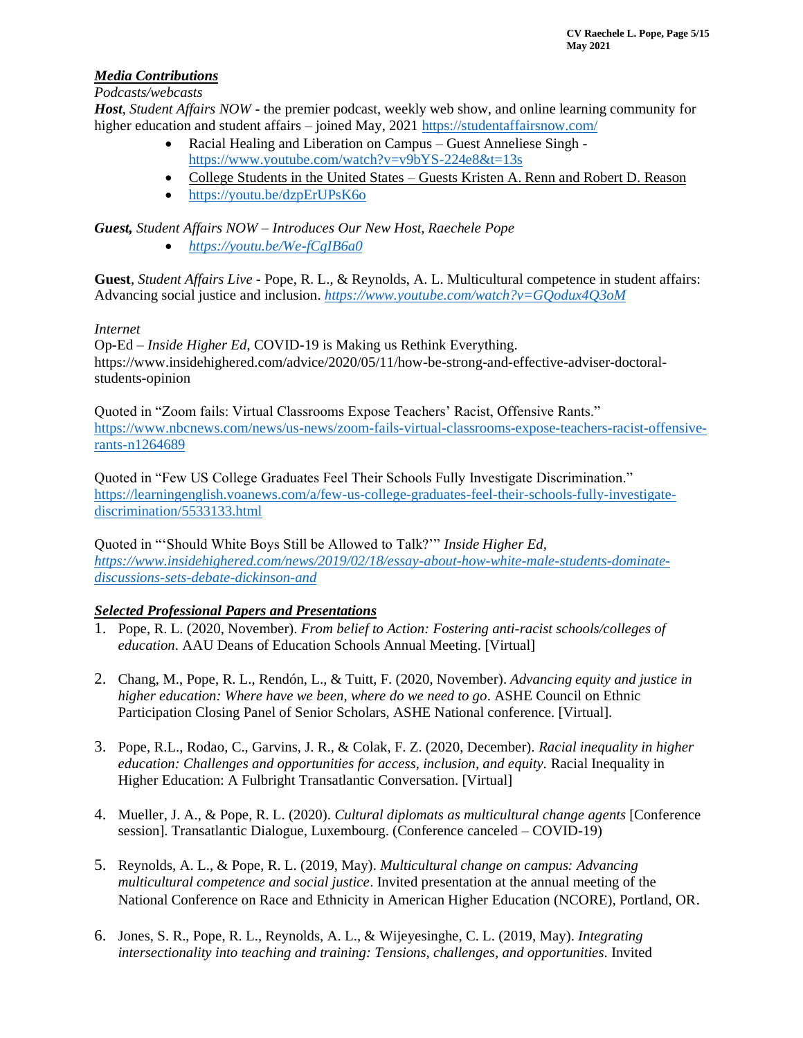***Media Contributions***

*Podcasts/webcasts*

***Host***, *Student Affairs NOW* - the premier podcast, weekly web show, and online learning community for higher education and student affairs – joined May, 2021 https://studentaffairsnow.com/

- Racial Healing and Liberation on Campus – Guest Anneliese Singh - https://www.youtube.com/watch?v=v9bYS-224e8&t=13s
- College Students in the United States – Guests Kristen A. Renn and Robert D. Reason
- https://youtu.be/dzpErUPsK6o

***Guest,*** *Student Affairs NOW – Introduces Our New Host, Raechele Pope*

- *https://youtu.be/We-fCgIB6a0*

**Guest**, *Student Affairs Live* - Pope, R. L., & Reynolds, A. L. Multicultural competence in student affairs: Advancing social justice and inclusion. *https://www.youtube.com/watch?v=GQodux4Q3oM*

*Internet*

Op-Ed – *Inside Higher Ed*, COVID-19 is Making us Rethink Everything. https://www.insidehighered.com/advice/2020/05/11/how-be-strong-and-effective-adviser-doctoral-students-opinion

Quoted in "Zoom fails: Virtual Classrooms Expose Teachers' Racist, Offensive Rants." https://www.nbcnews.com/news/us-news/zoom-fails-virtual-classrooms-expose-teachers-racist-offensive-rants-n1264689

Quoted in "Few US College Graduates Feel Their Schools Fully Investigate Discrimination." https://learningenglish.voanews.com/a/few-us-college-graduates-feel-their-schools-fully-investigate-discrimination/5533133.html

Quoted in "'Should White Boys Still be Allowed to Talk?'" *Inside Higher Ed, https://www.insidehighered.com/news/2019/02/18/essay-about-how-white-male-students-dominate-discussions-sets-debate-dickinson-and*

***Selected Professional Papers and Presentations***

1. Pope, R. L. (2020, November). *From belief to Action: Fostering anti-racist schools/colleges of education*. AAU Deans of Education Schools Annual Meeting. [Virtual]

2. Chang, M., Pope, R. L., Rendón, L., & Tuitt, F. (2020, November). *Advancing equity and justice in higher education: Where have we been, where do we need to go*. ASHE Council on Ethnic Participation Closing Panel of Senior Scholars, ASHE National conference. [Virtual].

3. Pope, R.L., Rodao, C., Garvins, J. R., & Colak, F. Z. (2020, December). *Racial inequality in higher education: Challenges and opportunities for access, inclusion, and equity*. Racial Inequality in Higher Education: A Fulbright Transatlantic Conversation. [Virtual]

4. Mueller, J. A., & Pope, R. L. (2020). *Cultural diplomats as multicultural change agents* [Conference session]. Transatlantic Dialogue, Luxembourg. (Conference canceled – COVID-19)

5. Reynolds, A. L., & Pope, R. L. (2019, May). *Multicultural change on campus: Advancing multicultural competence and social justice*. Invited presentation at the annual meeting of the National Conference on Race and Ethnicity in American Higher Education (NCORE), Portland, OR.

6. Jones, S. R., Pope, R. L., Reynolds, A. L., & Wijeyesinghe, C. L. (2019, May). *Integrating intersectionality into teaching and training: Tensions, challenges, and opportunities*. Invited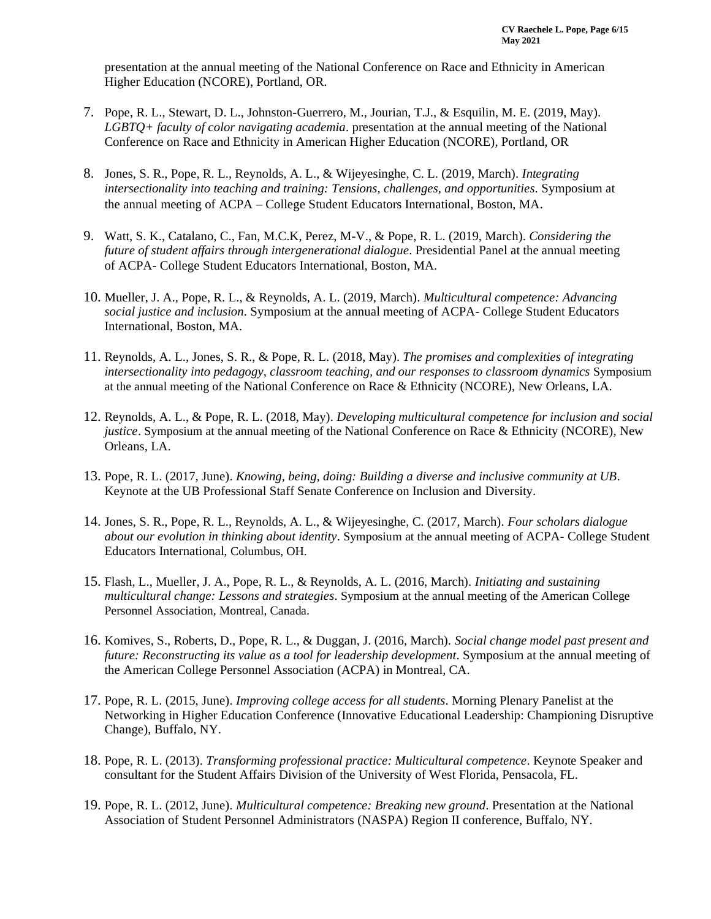presentation at the annual meeting of the National Conference on Race and Ethnicity in American Higher Education (NCORE), Portland, OR.

7. Pope, R. L., Stewart, D. L., Johnston-Guerrero, M., Jourian, T.J., & Esquilin, M. E. (2019, May). *LGBTQ+ faculty of color navigating academia*. presentation at the annual meeting of the National Conference on Race and Ethnicity in American Higher Education (NCORE), Portland, OR

8. Jones, S. R., Pope, R. L., Reynolds, A. L., & Wijeyesinghe, C. L. (2019, March). *Integrating intersectionality into teaching and training: Tensions, challenges, and opportunities*. Symposium at the annual meeting of ACPA – College Student Educators International, Boston, MA.

9. Watt, S. K., Catalano, C., Fan, M.C.K, Perez, M-V., & Pope, R. L. (2019, March). *Considering the future of student affairs through intergenerational dialogue*. Presidential Panel at the annual meeting of ACPA- College Student Educators International, Boston, MA.

10. Mueller, J. A., Pope, R. L., & Reynolds, A. L. (2019, March). *Multicultural competence: Advancing social justice and inclusion*. Symposium at the annual meeting of ACPA- College Student Educators International, Boston, MA.

11. Reynolds, A. L., Jones, S. R., & Pope, R. L. (2018, May). *The promises and complexities of integrating intersectionality into pedagogy, classroom teaching, and our responses to classroom dynamics* Symposium at the annual meeting of the National Conference on Race & Ethnicity (NCORE), New Orleans, LA.

12. Reynolds, A. L., & Pope, R. L. (2018, May). *Developing multicultural competence for inclusion and social justice*. Symposium at the annual meeting of the National Conference on Race & Ethnicity (NCORE), New Orleans, LA.

13. Pope, R. L. (2017, June). *Knowing, being, doing: Building a diverse and inclusive community at UB*. Keynote at the UB Professional Staff Senate Conference on Inclusion and Diversity.

14. Jones, S. R., Pope, R. L., Reynolds, A. L., & Wijeyesinghe, C. (2017, March). *Four scholars dialogue about our evolution in thinking about identity*. Symposium at the annual meeting of ACPA- College Student Educators International, Columbus, OH.

15. Flash, L., Mueller, J. A., Pope, R. L., & Reynolds, A. L. (2016, March). *Initiating and sustaining multicultural change: Lessons and strategies*. Symposium at the annual meeting of the American College Personnel Association, Montreal, Canada.

16. Komives, S., Roberts, D., Pope, R. L., & Duggan, J. (2016, March). *Social change model past present and future: Reconstructing its value as a tool for leadership development*. Symposium at the annual meeting of the American College Personnel Association (ACPA) in Montreal, CA.

17. Pope, R. L. (2015, June). *Improving college access for all students*. Morning Plenary Panelist at the Networking in Higher Education Conference (Innovative Educational Leadership: Championing Disruptive Change), Buffalo, NY.

18. Pope, R. L. (2013). *Transforming professional practice: Multicultural competence*. Keynote Speaker and consultant for the Student Affairs Division of the University of West Florida, Pensacola, FL.

19. Pope, R. L. (2012, June). *Multicultural competence: Breaking new ground*. Presentation at the National Association of Student Personnel Administrators (NASPA) Region II conference, Buffalo, NY.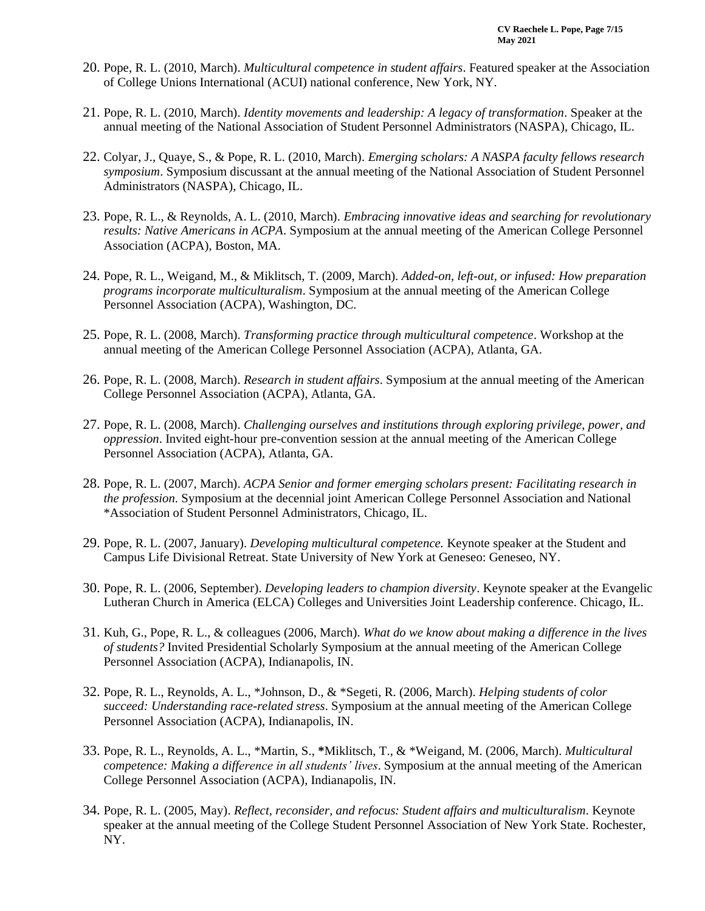20. Pope, R. L. (2010, March). *Multicultural competence in student affairs*. Featured speaker at the Association of College Unions International (ACUI) national conference, New York, NY.

21. Pope, R. L. (2010, March). *Identity movements and leadership: A legacy of transformation*. Speaker at the annual meeting of the National Association of Student Personnel Administrators (NASPA), Chicago, IL.

22. Colyar, J., Quaye, S., & Pope, R. L. (2010, March). *Emerging scholars: A NASPA faculty fellows research symposium*. Symposium discussant at the annual meeting of the National Association of Student Personnel Administrators (NASPA), Chicago, IL.

23. Pope, R. L., & Reynolds, A. L. (2010, March). *Embracing innovative ideas and searching for revolutionary results: Native Americans in ACPA*. Symposium at the annual meeting of the American College Personnel Association (ACPA), Boston, MA.

24. Pope, R. L., Weigand, M., & Miklitsch, T. (2009, March). *Added-on, left-out, or infused: How preparation programs incorporate multiculturalism*. Symposium at the annual meeting of the American College Personnel Association (ACPA), Washington, DC.

25. Pope, R. L. (2008, March). *Transforming practice through multicultural competence*. Workshop at the annual meeting of the American College Personnel Association (ACPA), Atlanta, GA.

26. Pope, R. L. (2008, March). *Research in student affairs*. Symposium at the annual meeting of the American College Personnel Association (ACPA), Atlanta, GA.

27. Pope, R. L. (2008, March). *Challenging ourselves and institutions through exploring privilege, power, and oppression*. Invited eight-hour pre-convention session at the annual meeting of the American College Personnel Association (ACPA), Atlanta, GA.

28. Pope, R. L. (2007, March). *ACPA Senior and former emerging scholars present: Facilitating research in the profession*. Symposium at the decennial joint American College Personnel Association and National *Association of Student Personnel Administrators, Chicago, IL.

29. Pope, R. L. (2007, January). *Developing multicultural competence.* Keynote speaker at the Student and Campus Life Divisional Retreat. State University of New York at Geneseo: Geneseo, NY.

30. Pope, R. L. (2006, September). *Developing leaders to champion diversity*. Keynote speaker at the Evangelic Lutheran Church in America (ELCA) Colleges and Universities Joint Leadership conference. Chicago, IL.

31. Kuh, G., Pope, R. L., & colleagues (2006, March). *What do we know about making a difference in the lives of students?* Invited Presidential Scholarly Symposium at the annual meeting of the American College Personnel Association (ACPA), Indianapolis, IN.

32. Pope, R. L., Reynolds, A. L., *Johnson, D., & *Segeti, R. (2006, March). *Helping students of color succeed: Understanding race-related stress*. Symposium at the annual meeting of the American College Personnel Association (ACPA), Indianapolis, IN.

33. Pope, R. L., Reynolds, A. L., *Martin, S., **Miklitsch, T., & *Weigand, M. (2006, March). *Multicultural competence: Making a difference in all students' lives*. Symposium at the annual meeting of the American College Personnel Association (ACPA), Indianapolis, IN.

34. Pope, R. L. (2005, May). *Reflect, reconsider, and refocus: Student affairs and multiculturalism*. Keynote speaker at the annual meeting of the College Student Personnel Association of New York State. Rochester, NY.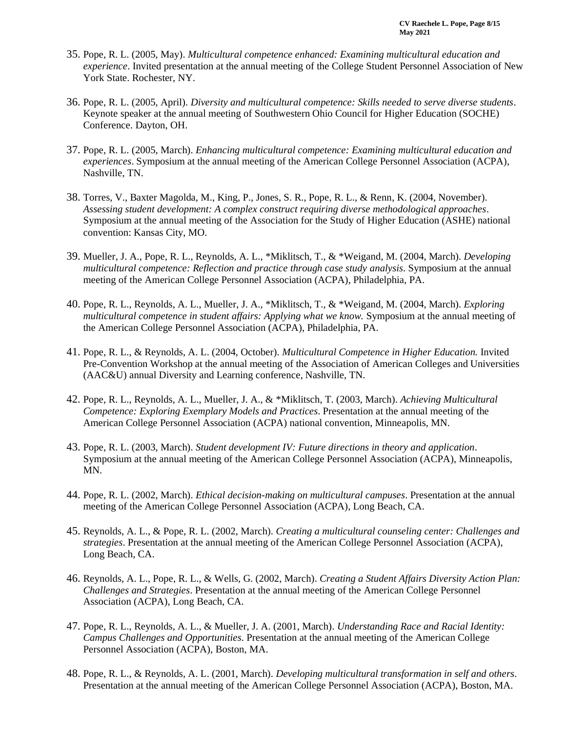35. Pope, R. L. (2005, May). *Multicultural competence enhanced: Examining multicultural education and experience*. Invited presentation at the annual meeting of the College Student Personnel Association of New York State. Rochester, NY.

36. Pope, R. L. (2005, April). *Diversity and multicultural competence: Skills needed to serve diverse students*. Keynote speaker at the annual meeting of Southwestern Ohio Council for Higher Education (SOCHE) Conference. Dayton, OH.

37. Pope, R. L. (2005, March). *Enhancing multicultural competence: Examining multicultural education and experiences*. Symposium at the annual meeting of the American College Personnel Association (ACPA), Nashville, TN.

38. Torres, V., Baxter Magolda, M., King, P., Jones, S. R., Pope, R. L., & Renn, K. (2004, November). *Assessing student development: A complex construct requiring diverse methodological approaches*. Symposium at the annual meeting of the Association for the Study of Higher Education (ASHE) national convention: Kansas City, MO.

39. Mueller, J. A., Pope, R. L., Reynolds, A. L., *Miklitsch, T., & *Weigand, M. (2004, March). *Developing multicultural competence: Reflection and practice through case study analysis*. Symposium at the annual meeting of the American College Personnel Association (ACPA), Philadelphia, PA.

40. Pope, R. L., Reynolds, A. L., Mueller, J. A., *Miklitsch, T., & *Weigand, M. (2004, March). *Exploring multicultural competence in student affairs: Applying what we know.* Symposium at the annual meeting of the American College Personnel Association (ACPA), Philadelphia, PA.

41. Pope, R. L., & Reynolds, A. L. (2004, October). *Multicultural Competence in Higher Education.* Invited Pre-Convention Workshop at the annual meeting of the Association of American Colleges and Universities (AAC&U) annual Diversity and Learning conference, Nashville, TN.

42. Pope, R. L., Reynolds, A. L., Mueller, J. A., & *Miklitsch, T. (2003, March). *Achieving Multicultural Competence: Exploring Exemplary Models and Practices*. Presentation at the annual meeting of the American College Personnel Association (ACPA) national convention, Minneapolis, MN.

43. Pope, R. L. (2003, March). *Student development IV: Future directions in theory and application*. Symposium at the annual meeting of the American College Personnel Association (ACPA), Minneapolis, MN.

44. Pope, R. L. (2002, March). *Ethical decision-making on multicultural campuses*. Presentation at the annual meeting of the American College Personnel Association (ACPA), Long Beach, CA.

45. Reynolds, A. L., & Pope, R. L. (2002, March). *Creating a multicultural counseling center: Challenges and strategies*. Presentation at the annual meeting of the American College Personnel Association (ACPA), Long Beach, CA.

46. Reynolds, A. L., Pope, R. L., & Wells, G. (2002, March). *Creating a Student Affairs Diversity Action Plan: Challenges and Strategies*. Presentation at the annual meeting of the American College Personnel Association (ACPA), Long Beach, CA.

47. Pope, R. L., Reynolds, A. L., & Mueller, J. A. (2001, March). *Understanding Race and Racial Identity: Campus Challenges and Opportunities*. Presentation at the annual meeting of the American College Personnel Association (ACPA), Boston, MA.

48. Pope, R. L., & Reynolds, A. L. (2001, March). *Developing multicultural transformation in self and others*. Presentation at the annual meeting of the American College Personnel Association (ACPA), Boston, MA.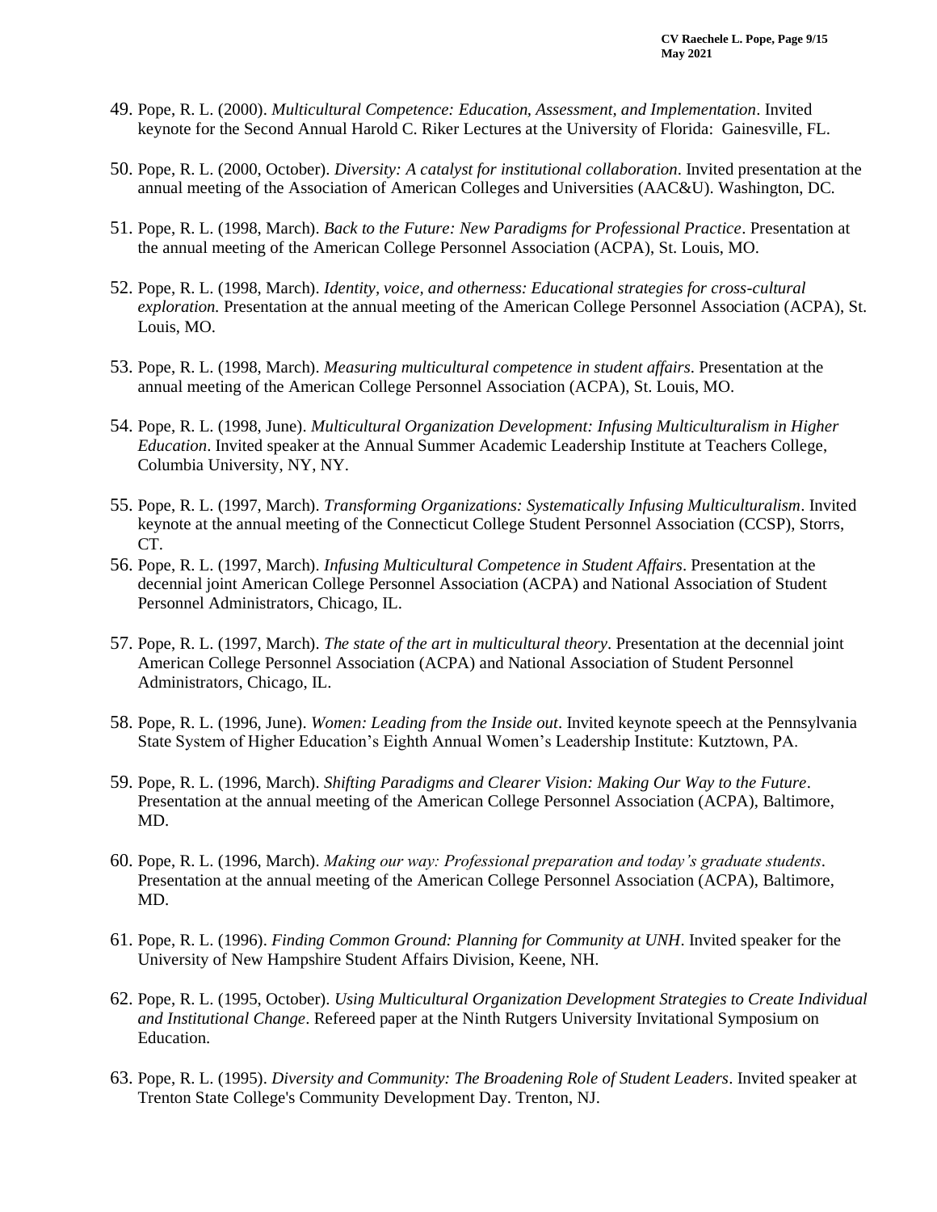49. Pope, R. L. (2000). *Multicultural Competence: Education, Assessment, and Implementation*. Invited keynote for the Second Annual Harold C. Riker Lectures at the University of Florida: Gainesville, FL.

50. Pope, R. L. (2000, October). *Diversity: A catalyst for institutional collaboration*. Invited presentation at the annual meeting of the Association of American Colleges and Universities (AAC&U). Washington, DC.

51. Pope, R. L. (1998, March). *Back to the Future: New Paradigms for Professional Practice*. Presentation at the annual meeting of the American College Personnel Association (ACPA), St. Louis, MO.

52. Pope, R. L. (1998, March). *Identity, voice, and otherness: Educational strategies for cross-cultural exploration.* Presentation at the annual meeting of the American College Personnel Association (ACPA), St. Louis, MO.

53. Pope, R. L. (1998, March). *Measuring multicultural competence in student affairs*. Presentation at the annual meeting of the American College Personnel Association (ACPA), St. Louis, MO.

54. Pope, R. L. (1998, June). *Multicultural Organization Development: Infusing Multiculturalism in Higher Education*. Invited speaker at the Annual Summer Academic Leadership Institute at Teachers College, Columbia University, NY, NY.

55. Pope, R. L. (1997, March). *Transforming Organizations: Systematically Infusing Multiculturalism*. Invited keynote at the annual meeting of the Connecticut College Student Personnel Association (CCSP), Storrs, CT.

56. Pope, R. L. (1997, March). *Infusing Multicultural Competence in Student Affairs*. Presentation at the decennial joint American College Personnel Association (ACPA) and National Association of Student Personnel Administrators, Chicago, IL.

57. Pope, R. L. (1997, March). *The state of the art in multicultural theory*. Presentation at the decennial joint American College Personnel Association (ACPA) and National Association of Student Personnel Administrators, Chicago, IL.

58. Pope, R. L. (1996, June). *Women: Leading from the Inside out*. Invited keynote speech at the Pennsylvania State System of Higher Education's Eighth Annual Women's Leadership Institute: Kutztown, PA.

59. Pope, R. L. (1996, March). *Shifting Paradigms and Clearer Vision: Making Our Way to the Future*. Presentation at the annual meeting of the American College Personnel Association (ACPA), Baltimore, MD.

60. Pope, R. L. (1996, March). *Making our way: Professional preparation and today's graduate students*. Presentation at the annual meeting of the American College Personnel Association (ACPA), Baltimore, MD.

61. Pope, R. L. (1996). *Finding Common Ground: Planning for Community at UNH*. Invited speaker for the University of New Hampshire Student Affairs Division, Keene, NH.

62. Pope, R. L. (1995, October). *Using Multicultural Organization Development Strategies to Create Individual and Institutional Change*. Refereed paper at the Ninth Rutgers University Invitational Symposium on Education.

63. Pope, R. L. (1995). *Diversity and Community: The Broadening Role of Student Leaders*. Invited speaker at Trenton State College's Community Development Day. Trenton, NJ.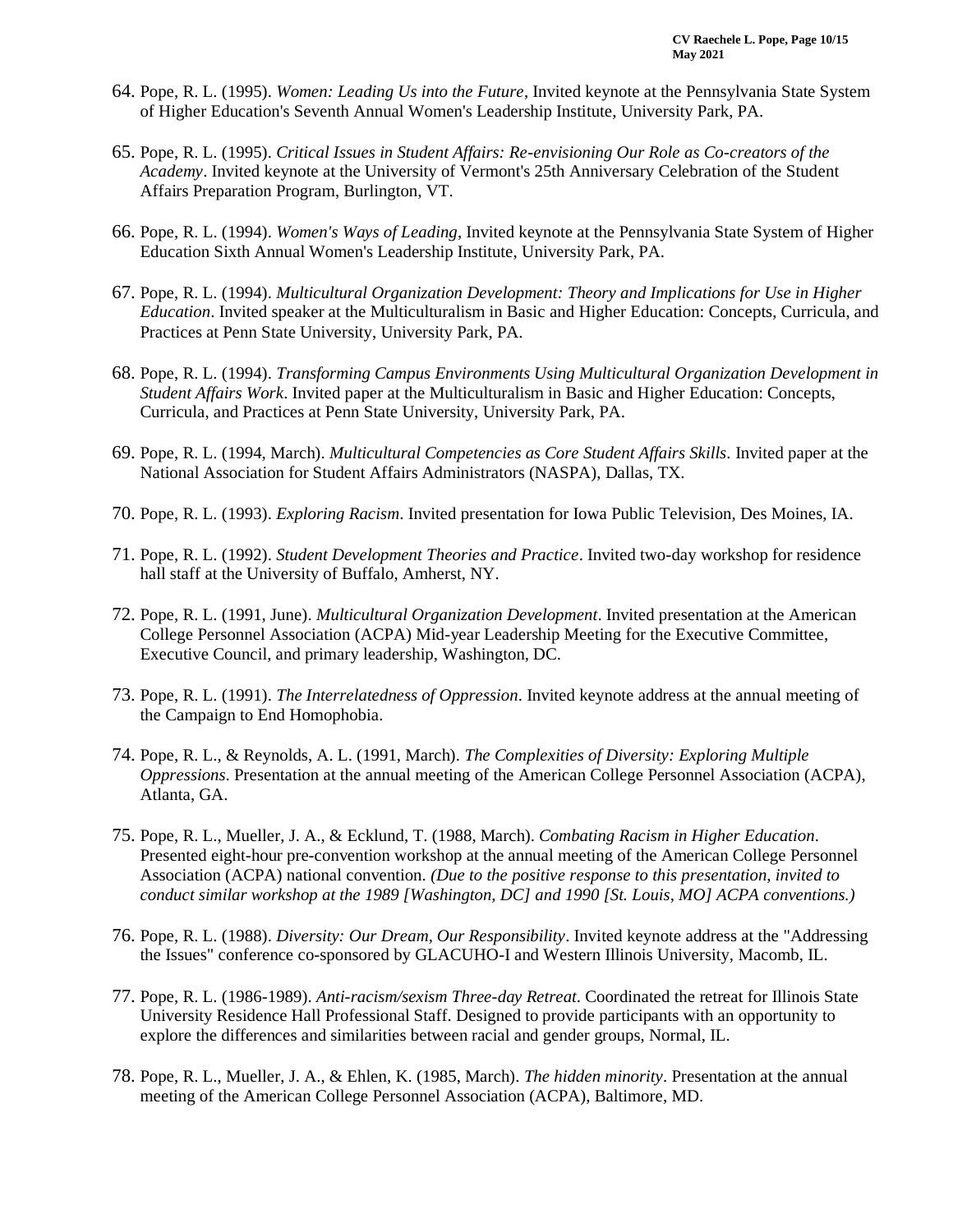64. Pope, R. L. (1995). *Women: Leading Us into the Future*, Invited keynote at the Pennsylvania State System of Higher Education's Seventh Annual Women's Leadership Institute, University Park, PA.

65. Pope, R. L. (1995). *Critical Issues in Student Affairs: Re-envisioning Our Role as Co-creators of the Academy*. Invited keynote at the University of Vermont's 25th Anniversary Celebration of the Student Affairs Preparation Program, Burlington, VT.

66. Pope, R. L. (1994). *Women's Ways of Leading*, Invited keynote at the Pennsylvania State System of Higher Education Sixth Annual Women's Leadership Institute, University Park, PA.

67. Pope, R. L. (1994). *Multicultural Organization Development: Theory and Implications for Use in Higher Education*. Invited speaker at the Multiculturalism in Basic and Higher Education: Concepts, Curricula, and Practices at Penn State University, University Park, PA.

68. Pope, R. L. (1994). *Transforming Campus Environments Using Multicultural Organization Development in Student Affairs Work*. Invited paper at the Multiculturalism in Basic and Higher Education: Concepts, Curricula, and Practices at Penn State University, University Park, PA.

69. Pope, R. L. (1994, March). *Multicultural Competencies as Core Student Affairs Skills*. Invited paper at the National Association for Student Affairs Administrators (NASPA), Dallas, TX.

70. Pope, R. L. (1993). *Exploring Racism*. Invited presentation for Iowa Public Television, Des Moines, IA.

71. Pope, R. L. (1992). *Student Development Theories and Practice*. Invited two-day workshop for residence hall staff at the University of Buffalo, Amherst, NY.

72. Pope, R. L. (1991, June). *Multicultural Organization Development*. Invited presentation at the American College Personnel Association (ACPA) Mid-year Leadership Meeting for the Executive Committee, Executive Council, and primary leadership, Washington, DC.

73. Pope, R. L. (1991). *The Interrelatedness of Oppression*. Invited keynote address at the annual meeting of the Campaign to End Homophobia.

74. Pope, R. L., & Reynolds, A. L. (1991, March). *The Complexities of Diversity: Exploring Multiple Oppressions*. Presentation at the annual meeting of the American College Personnel Association (ACPA), Atlanta, GA.

75. Pope, R. L., Mueller, J. A., & Ecklund, T. (1988, March). *Combating Racism in Higher Education*. Presented eight-hour pre-convention workshop at the annual meeting of the American College Personnel Association (ACPA) national convention. *(Due to the positive response to this presentation, invited to conduct similar workshop at the 1989 [Washington, DC] and 1990 [St. Louis, MO] ACPA conventions.)*

76. Pope, R. L. (1988). *Diversity: Our Dream, Our Responsibility*. Invited keynote address at the "Addressing the Issues" conference co-sponsored by GLACUHO-I and Western Illinois University, Macomb, IL.

77. Pope, R. L. (1986-1989). *Anti-racism/sexism Three-day Retreat*. Coordinated the retreat for Illinois State University Residence Hall Professional Staff. Designed to provide participants with an opportunity to explore the differences and similarities between racial and gender groups, Normal, IL.

78. Pope, R. L., Mueller, J. A., & Ehlen, K. (1985, March). *The hidden minority*. Presentation at the annual meeting of the American College Personnel Association (ACPA), Baltimore, MD.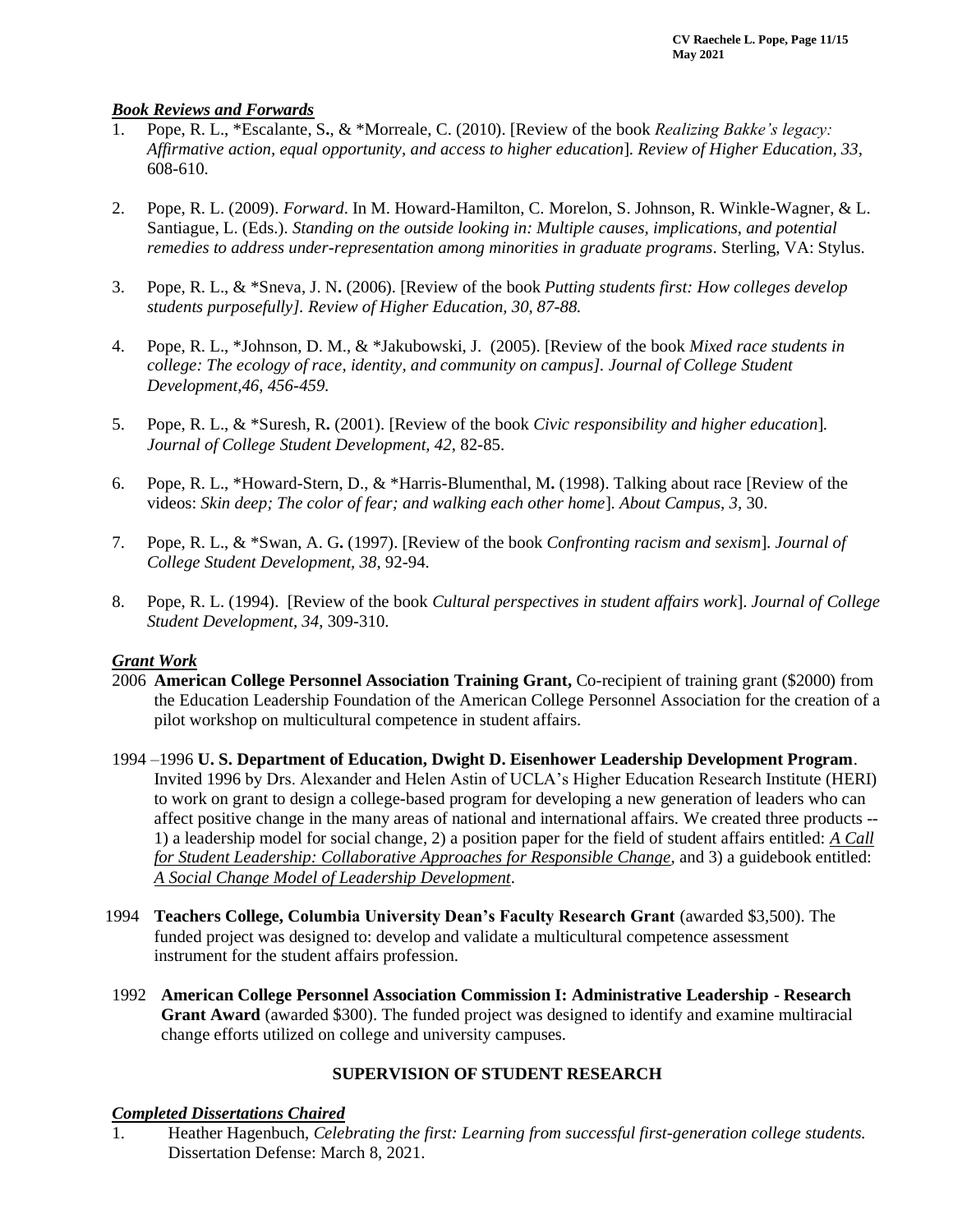### ***Book Reviews and Forwards***

1. Pope, R. L., *Escalante, S., & *Morreale, C. (2010). [Review of the book *Realizing Bakke's legacy: Affirmative action, equal opportunity, and access to higher education*]. *Review of Higher Education, 33,* 608-610.

2. Pope, R. L. (2009). *Forward*. In M. Howard-Hamilton, C. Morelon, S. Johnson, R. Winkle-Wagner, & L. Santiague, L. (Eds.). *Standing on the outside looking in: Multiple causes, implications, and potential remedies to address under-representation among minorities in graduate programs*. Sterling, VA: Stylus.

3. Pope, R. L., & *Sneva, J. N. (2006). [Review of the book *Putting students first: How colleges develop students purposefully]. Review of Higher Education, 30, 87-88.*

4. Pope, R. L., *Johnson, D. M., & *Jakubowski, J. (2005). [Review of the book *Mixed race students in college: The ecology of race, identity, and community on campus]. Journal of College Student Development,46, 456-459.*

5. Pope, R. L., & *Suresh, R. (2001). [Review of the book *Civic responsibility and higher education*]. *Journal of College Student Development, 42*, 82-85.

6. Pope, R. L., *Howard-Stern, D., & *Harris-Blumenthal, M. (1998). Talking about race [Review of the videos: *Skin deep; The color of fear; and walking each other home*]. *About Campus, 3*, 30.

7. Pope, R. L., & *Swan, A. G. (1997). [Review of the book *Confronting racism and sexism*]. *Journal of College Student Development, 38*, 92-94.

8. Pope, R. L. (1994). [Review of the book *Cultural perspectives in student affairs work*]. *Journal of College Student Development, 34*, 309-310.

### ***Grant Work***

2006 **American College Personnel Association Training Grant,** Co-recipient of training grant ($2000) from the Education Leadership Foundation of the American College Personnel Association for the creation of a pilot workshop on multicultural competence in student affairs.

1994 –1996 **U. S. Department of Education, Dwight D. Eisenhower Leadership Development Program**. Invited 1996 by Drs. Alexander and Helen Astin of UCLA's Higher Education Research Institute (HERI) to work on grant to design a college-based program for developing a new generation of leaders who can affect positive change in the many areas of national and international affairs. We created three products -- 1) a leadership model for social change, 2) a position paper for the field of student affairs entitled: *A Call for Student Leadership: Collaborative Approaches for Responsible Change*, and 3) a guidebook entitled: *A Social Change Model of Leadership Development*.

1994 **Teachers College, Columbia University Dean's Faculty Research Grant** (awarded $3,500). The funded project was designed to: develop and validate a multicultural competence assessment instrument for the student affairs profession.

1992 **American College Personnel Association Commission I: Administrative Leadership - Research Grant Award** (awarded $300). The funded project was designed to identify and examine multiracial change efforts utilized on college and university campuses.

## SUPERVISION OF STUDENT RESEARCH

### ***Completed Dissertations Chaired***

1. Heather Hagenbuch, *Celebrating the first: Learning from successful first-generation college students.* Dissertation Defense: March 8, 2021.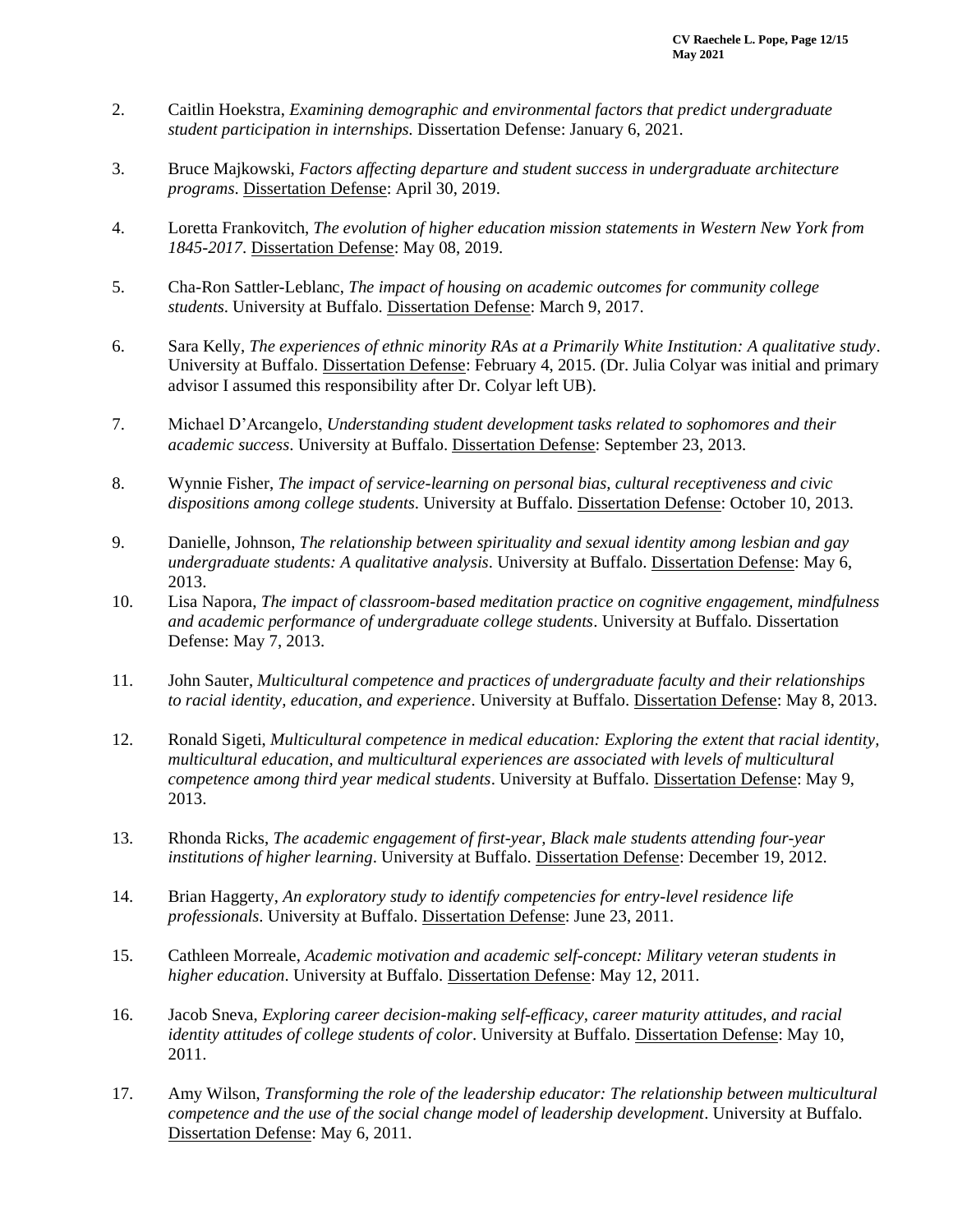2. Caitlin Hoekstra, *Examining demographic and environmental factors that predict undergraduate student participation in internships.* Dissertation Defense: January 6, 2021.

3. Bruce Majkowski, *Factors affecting departure and student success in undergraduate architecture programs*. Dissertation Defense: April 30, 2019.

4. Loretta Frankovitch, *The evolution of higher education mission statements in Western New York from 1845-2017*. Dissertation Defense: May 08, 2019.

5. Cha-Ron Sattler-Leblanc, *The impact of housing on academic outcomes for community college students*. University at Buffalo. Dissertation Defense: March 9, 2017.

6. Sara Kelly, *The experiences of ethnic minority RAs at a Primarily White Institution: A qualitative study*. University at Buffalo. Dissertation Defense: February 4, 2015. (Dr. Julia Colyar was initial and primary advisor I assumed this responsibility after Dr. Colyar left UB).

7. Michael D'Arcangelo, *Understanding student development tasks related to sophomores and their academic success*. University at Buffalo. Dissertation Defense: September 23, 2013.

8. Wynnie Fisher, *The impact of service-learning on personal bias, cultural receptiveness and civic dispositions among college students*. University at Buffalo. Dissertation Defense: October 10, 2013.

9. Danielle, Johnson, *The relationship between spirituality and sexual identity among lesbian and gay undergraduate students: A qualitative analysis*. University at Buffalo. Dissertation Defense: May 6, 2013.

10. Lisa Napora, *The impact of classroom-based meditation practice on cognitive engagement, mindfulness and academic performance of undergraduate college students*. University at Buffalo. Dissertation Defense: May 7, 2013.

11. John Sauter, *Multicultural competence and practices of undergraduate faculty and their relationships to racial identity, education, and experience*. University at Buffalo. Dissertation Defense: May 8, 2013.

12. Ronald Sigeti, *Multicultural competence in medical education: Exploring the extent that racial identity, multicultural education, and multicultural experiences are associated with levels of multicultural competence among third year medical students*. University at Buffalo. Dissertation Defense: May 9, 2013.

13. Rhonda Ricks, *The academic engagement of first-year, Black male students attending four-year institutions of higher learning*. University at Buffalo. Dissertation Defense: December 19, 2012.

14. Brian Haggerty, *An exploratory study to identify competencies for entry-level residence life professionals*. University at Buffalo. Dissertation Defense: June 23, 2011.

15. Cathleen Morreale, *Academic motivation and academic self-concept: Military veteran students in higher education*. University at Buffalo. Dissertation Defense: May 12, 2011.

16. Jacob Sneva, *Exploring career decision-making self-efficacy, career maturity attitudes, and racial identity attitudes of college students of color*. University at Buffalo. Dissertation Defense: May 10, 2011.

17. Amy Wilson, *Transforming the role of the leadership educator: The relationship between multicultural competence and the use of the social change model of leadership development*. University at Buffalo. Dissertation Defense: May 6, 2011.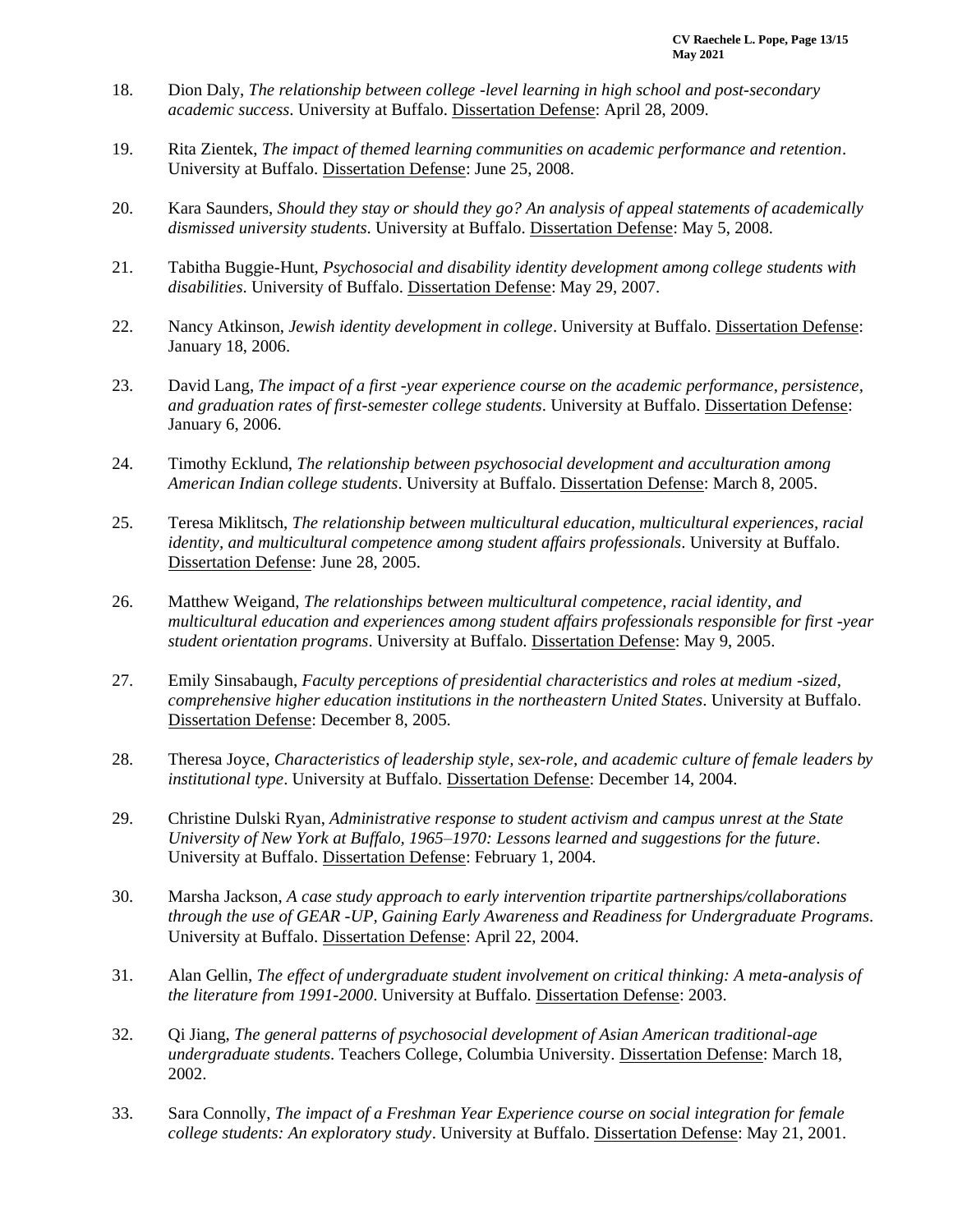18. Dion Daly, *The relationship between college -level learning in high school and post-secondary academic success*. University at Buffalo. Dissertation Defense: April 28, 2009.

19. Rita Zientek, *The impact of themed learning communities on academic performance and retention*. University at Buffalo. Dissertation Defense: June 25, 2008.

20. Kara Saunders, *Should they stay or should they go? An analysis of appeal statements of academically dismissed university students*. University at Buffalo. Dissertation Defense: May 5, 2008.

21. Tabitha Buggie-Hunt, *Psychosocial and disability identity development among college students with disabilities*. University of Buffalo. Dissertation Defense: May 29, 2007.

22. Nancy Atkinson, *Jewish identity development in college*. University at Buffalo. Dissertation Defense: January 18, 2006.

23. David Lang, *The impact of a first -year experience course on the academic performance, persistence, and graduation rates of first-semester college students*. University at Buffalo. Dissertation Defense: January 6, 2006.

24. Timothy Ecklund, *The relationship between psychosocial development and acculturation among American Indian college students*. University at Buffalo. Dissertation Defense: March 8, 2005.

25. Teresa Miklitsch, *The relationship between multicultural education, multicultural experiences, racial identity, and multicultural competence among student affairs professionals*. University at Buffalo. Dissertation Defense: June 28, 2005.

26. Matthew Weigand, *The relationships between multicultural competence, racial identity, and multicultural education and experiences among student affairs professionals responsible for first -year student orientation programs*. University at Buffalo. Dissertation Defense: May 9, 2005.

27. Emily Sinsabaugh, *Faculty perceptions of presidential characteristics and roles at medium -sized, comprehensive higher education institutions in the northeastern United States*. University at Buffalo. Dissertation Defense: December 8, 2005.

28. Theresa Joyce, *Characteristics of leadership style, sex-role, and academic culture of female leaders by institutional type*. University at Buffalo. Dissertation Defense: December 14, 2004.

29. Christine Dulski Ryan, *Administrative response to student activism and campus unrest at the State University of New York at Buffalo, 1965–1970: Lessons learned and suggestions for the future*. University at Buffalo. Dissertation Defense: February 1, 2004.

30. Marsha Jackson, *A case study approach to early intervention tripartite partnerships/collaborations through the use of GEAR -UP, Gaining Early Awareness and Readiness for Undergraduate Programs*. University at Buffalo. Dissertation Defense: April 22, 2004.

31. Alan Gellin, *The effect of undergraduate student involvement on critical thinking: A meta-analysis of the literature from 1991-2000*. University at Buffalo. Dissertation Defense: 2003.

32. Qi Jiang, *The general patterns of psychosocial development of Asian American traditional-age undergraduate students*. Teachers College, Columbia University. Dissertation Defense: March 18, 2002.

33. Sara Connolly, *The impact of a Freshman Year Experience course on social integration for female college students: An exploratory study*. University at Buffalo. Dissertation Defense: May 21, 2001.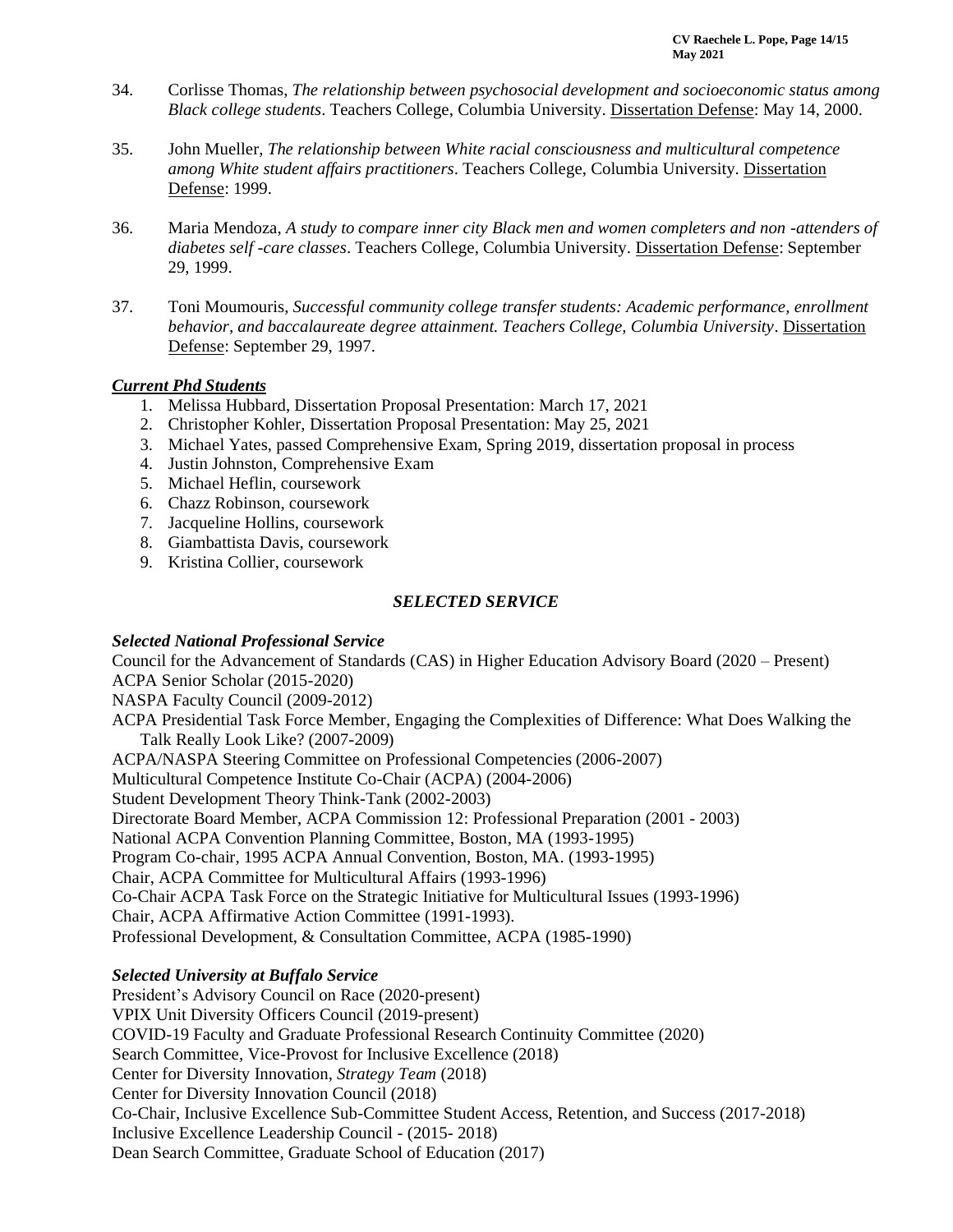34. Corlisse Thomas, *The relationship between psychosocial development and socioeconomic status among Black college students*. Teachers College, Columbia University. Dissertation Defense: May 14, 2000.

35. John Mueller, *The relationship between White racial consciousness and multicultural competence among White student affairs practitioners*. Teachers College, Columbia University. Dissertation Defense: 1999.

36. Maria Mendoza, *A study to compare inner city Black men and women completers and non -attenders of diabetes self -care classes*. Teachers College, Columbia University. Dissertation Defense: September 29, 1999.

37. Toni Moumouris, *Successful community college transfer students: Academic performance, enrollment behavior, and baccalaureate degree attainment. Teachers College, Columbia University*. Dissertation Defense: September 29, 1997.

***Current Phd Students***

1. Melissa Hubbard, Dissertation Proposal Presentation: March 17, 2021
2. Christopher Kohler, Dissertation Proposal Presentation: May 25, 2021
3. Michael Yates, passed Comprehensive Exam, Spring 2019, dissertation proposal in process
4. Justin Johnston, Comprehensive Exam
5. Michael Heflin, coursework
6. Chazz Robinson, coursework
7. Jacqueline Hollins, coursework
8. Giambattista Davis, coursework
9. Kristina Collier, coursework

## *SELECTED SERVICE*

### *Selected National Professional Service*

Council for the Advancement of Standards (CAS) in Higher Education Advisory Board (2020 – Present)
ACPA Senior Scholar (2015-2020)
NASPA Faculty Council (2009-2012)
ACPA Presidential Task Force Member, Engaging the Complexities of Difference: What Does Walking the Talk Really Look Like? (2007-2009)
ACPA/NASPA Steering Committee on Professional Competencies (2006-2007)
Multicultural Competence Institute Co-Chair (ACPA) (2004-2006)
Student Development Theory Think-Tank (2002-2003)
Directorate Board Member, ACPA Commission 12: Professional Preparation (2001 - 2003)
National ACPA Convention Planning Committee, Boston, MA (1993-1995)
Program Co-chair, 1995 ACPA Annual Convention, Boston, MA. (1993-1995)
Chair, ACPA Committee for Multicultural Affairs (1993-1996)
Co-Chair ACPA Task Force on the Strategic Initiative for Multicultural Issues (1993-1996)
Chair, ACPA Affirmative Action Committee (1991-1993).
Professional Development, & Consultation Committee, ACPA (1985-1990)

### *Selected University at Buffalo Service*

President's Advisory Council on Race (2020-present)
VPIX Unit Diversity Officers Council (2019-present)
COVID-19 Faculty and Graduate Professional Research Continuity Committee (2020)
Search Committee, Vice-Provost for Inclusive Excellence (2018)
Center for Diversity Innovation, *Strategy Team* (2018)
Center for Diversity Innovation Council (2018)
Co-Chair, Inclusive Excellence Sub-Committee Student Access, Retention, and Success (2017-2018)
Inclusive Excellence Leadership Council - (2015- 2018)
Dean Search Committee, Graduate School of Education (2017)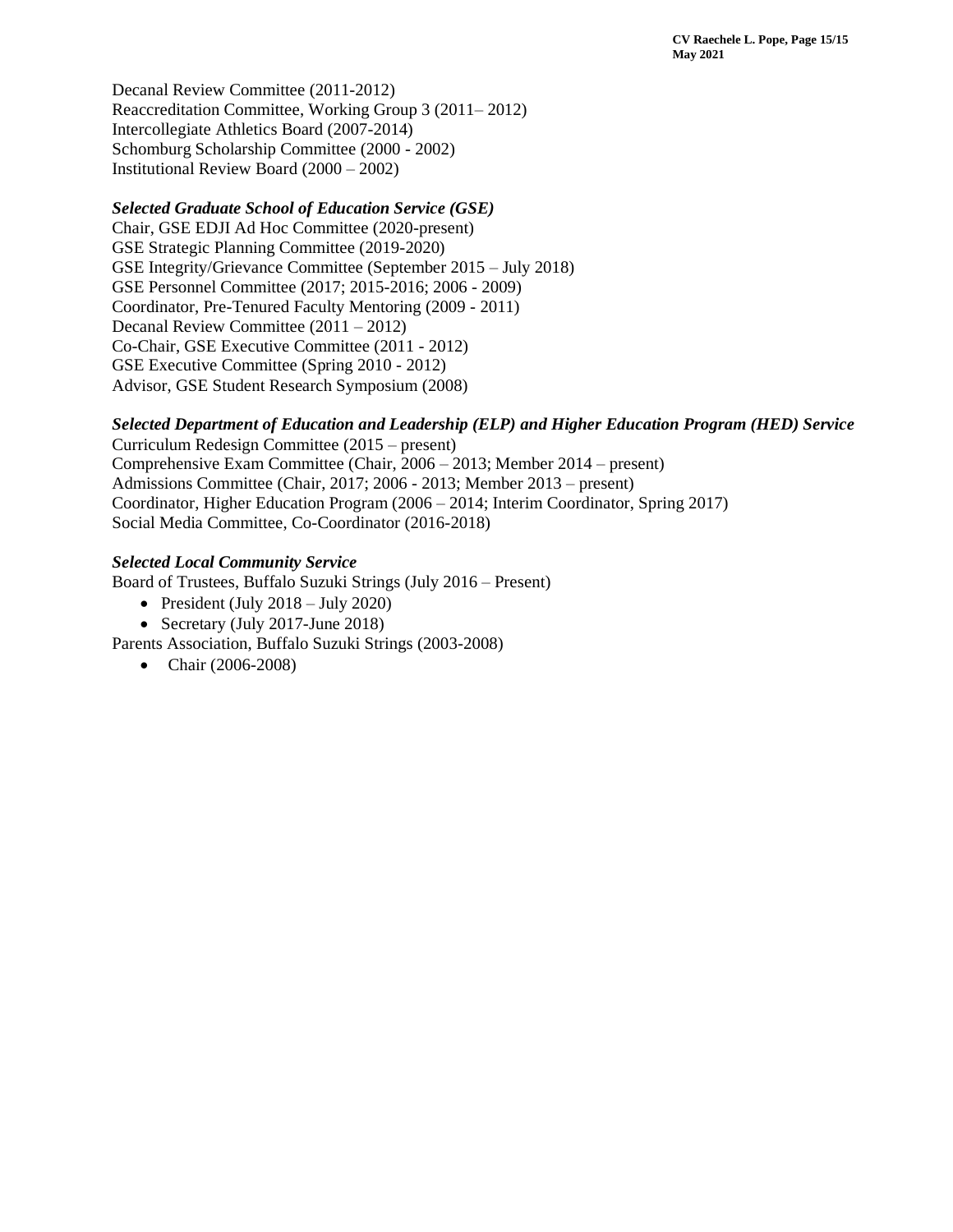Decanal Review Committee (2011-2012)
Reaccreditation Committee, Working Group 3 (2011– 2012)
Intercollegiate Athletics Board (2007-2014)
Schomburg Scholarship Committee (2000 - 2002)
Institutional Review Board (2000 – 2002)

***Selected Graduate School of Education Service (GSE)***

Chair, GSE EDJI Ad Hoc Committee (2020-present)
GSE Strategic Planning Committee (2019-2020)
GSE Integrity/Grievance Committee (September 2015 – July 2018)
GSE Personnel Committee (2017; 2015-2016; 2006 - 2009)
Coordinator, Pre-Tenured Faculty Mentoring (2009 - 2011)
Decanal Review Committee (2011 – 2012)
Co-Chair, GSE Executive Committee (2011 - 2012)
GSE Executive Committee (Spring 2010 - 2012)
Advisor, GSE Student Research Symposium (2008)

***Selected Department of Education and Leadership (ELP) and Higher Education Program (HED) Service***

Curriculum Redesign Committee (2015 – present)
Comprehensive Exam Committee (Chair, 2006 – 2013; Member 2014 – present)
Admissions Committee (Chair, 2017; 2006 - 2013; Member 2013 – present)
Coordinator, Higher Education Program (2006 – 2014; Interim Coordinator, Spring 2017)
Social Media Committee, Co-Coordinator (2016-2018)

***Selected Local Community Service***

Board of Trustees, Buffalo Suzuki Strings (July 2016 – Present)

- President (July 2018 – July 2020)
- Secretary (July 2017-June 2018)

Parents Association, Buffalo Suzuki Strings (2003-2008)

- Chair (2006-2008)